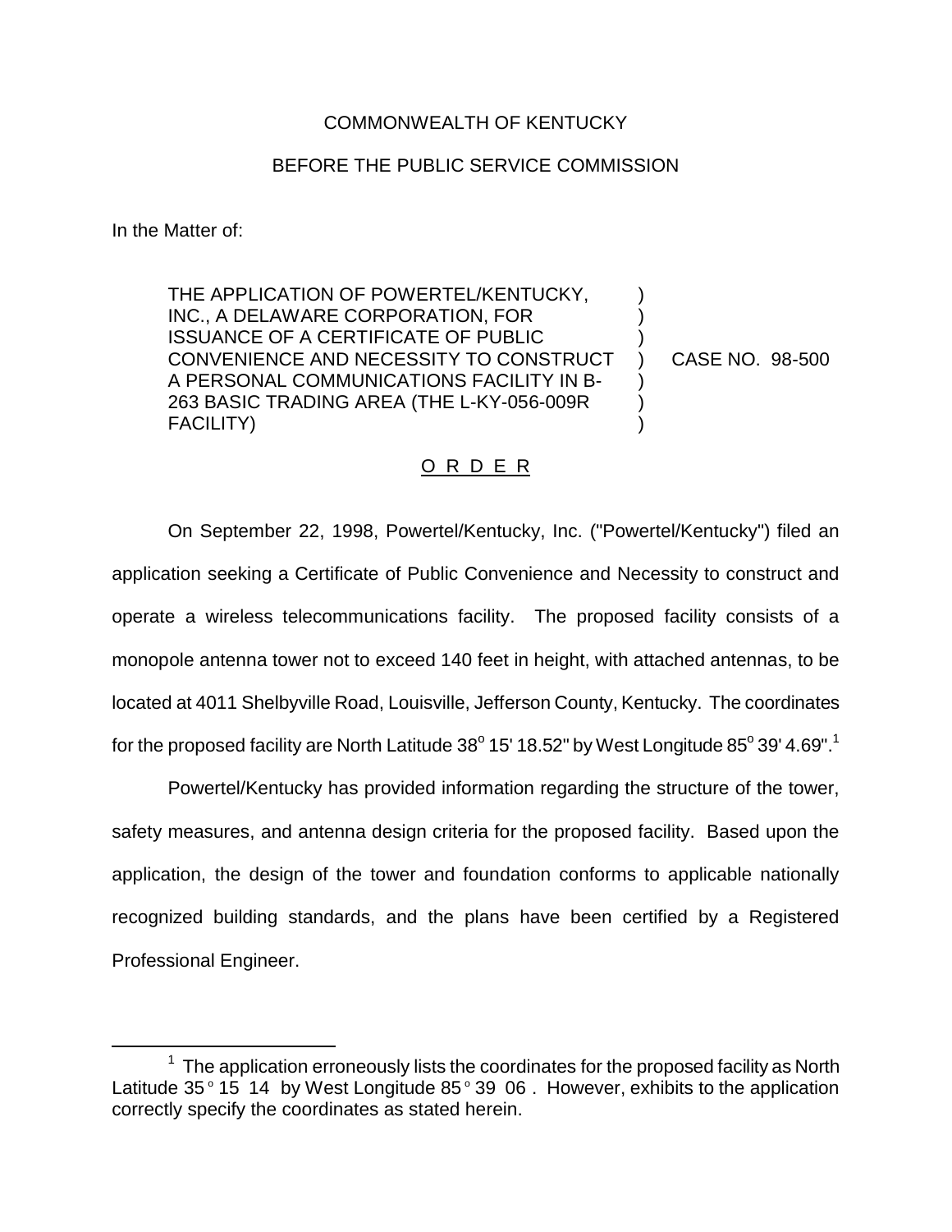COMMONWEALTH OF KENTUCKY

BEFORE THE PUBLIC SERVICE COMMISSION

In the Matter of:

THE APPLICATION OF POWERTEL/KENTUCKY, INC., A DELAWARE CORPORATION, FOR ISSUANCE OF A CERTIFICATE OF PUBLIC CONVENIENCE AND NECESSITY TO CONSTRUCT A PERSONAL COMMUNICATIONS FACILITY IN B-263 BASIC TRADING AREA (THE L-KY-056-009R FACILITY) ) CASE NO. 98-500

O R D E R

On September 22, 1998, Powertel/Kentucky, Inc. ("Powertel/Kentucky") filed an application seeking a Certificate of Public Convenience and Necessity to construct and operate a wireless telecommunications facility. The proposed facility consists of a monopole antenna tower not to exceed 140 feet in height, with attached antennas, to be located at 4011 Shelbyville Road, Louisville, Jefferson County, Kentucky. The coordinates for the proposed facility are North Latitude 38° 15' 18.52" by West Longitude 85° 39' 4.69".[1]

Powertel/Kentucky has provided information regarding the structure of the tower, safety measures, and antenna design criteria for the proposed facility. Based upon the application, the design of the tower and foundation conforms to applicable nationally recognized building standards, and the plans have been certified by a Registered Professional Engineer.

[1] The application erroneously lists the coordinates for the proposed facility as North Latitude 35° 15 14 by West Longitude 85° 39 06 . However, exhibits to the application correctly specify the coordinates as stated herein.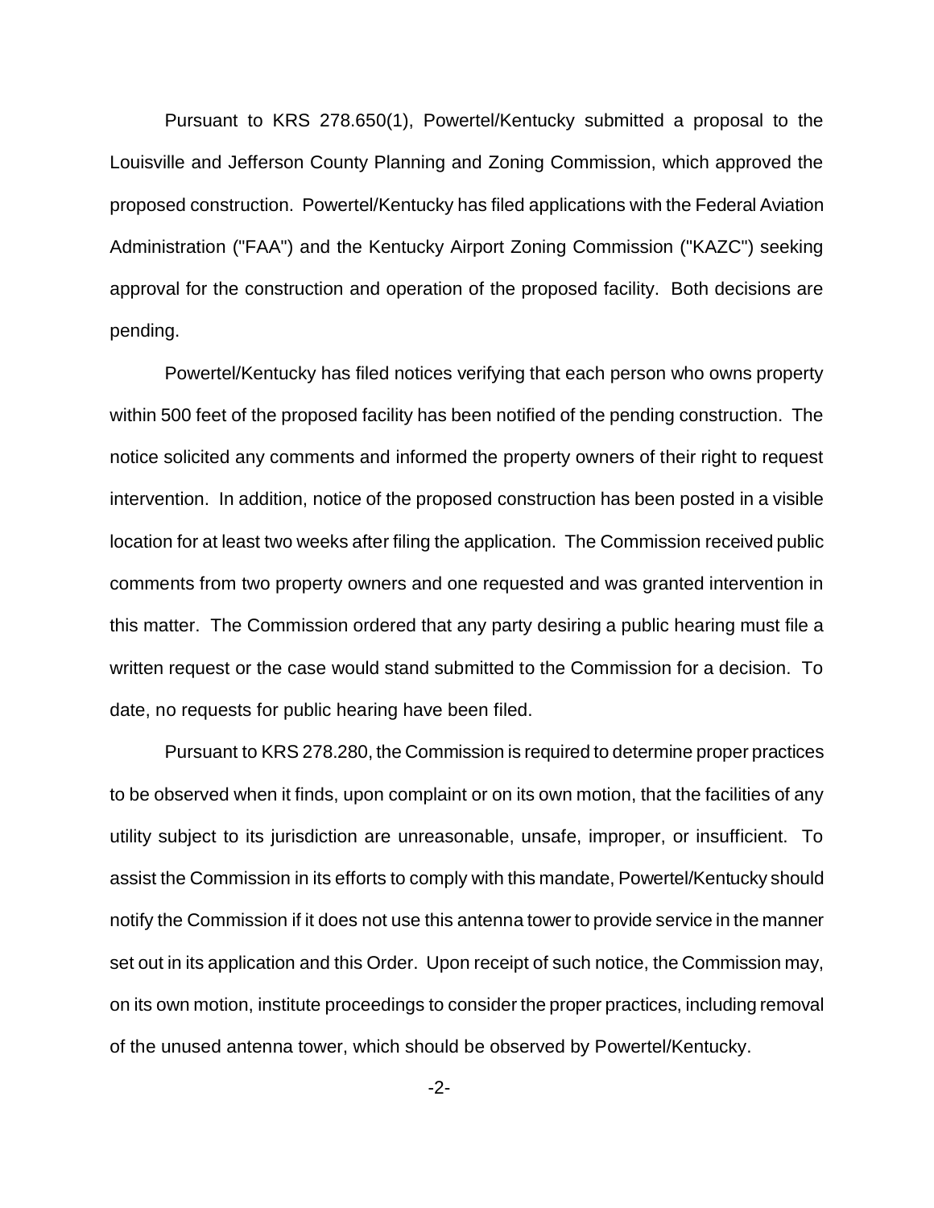Pursuant to KRS 278.650(1), Powertel/Kentucky submitted a proposal to the Louisville and Jefferson County Planning and Zoning Commission, which approved the proposed construction. Powertel/Kentucky has filed applications with the Federal Aviation Administration ("FAA") and the Kentucky Airport Zoning Commission ("KAZC") seeking approval for the construction and operation of the proposed facility. Both decisions are pending.

Powertel/Kentucky has filed notices verifying that each person who owns property within 500 feet of the proposed facility has been notified of the pending construction. The notice solicited any comments and informed the property owners of their right to request intervention. In addition, notice of the proposed construction has been posted in a visible location for at least two weeks after filing the application. The Commission received public comments from two property owners and one requested and was granted intervention in this matter. The Commission ordered that any party desiring a public hearing must file a written request or the case would stand submitted to the Commission for a decision. To date, no requests for public hearing have been filed.

Pursuant to KRS 278.280, the Commission is required to determine proper practices to be observed when it finds, upon complaint or on its own motion, that the facilities of any utility subject to its jurisdiction are unreasonable, unsafe, improper, or insufficient. To assist the Commission in its efforts to comply with this mandate, Powertel/Kentucky should notify the Commission if it does not use this antenna tower to provide service in the manner set out in its application and this Order. Upon receipt of such notice, the Commission may, on its own motion, institute proceedings to consider the proper practices, including removal of the unused antenna tower, which should be observed by Powertel/Kentucky.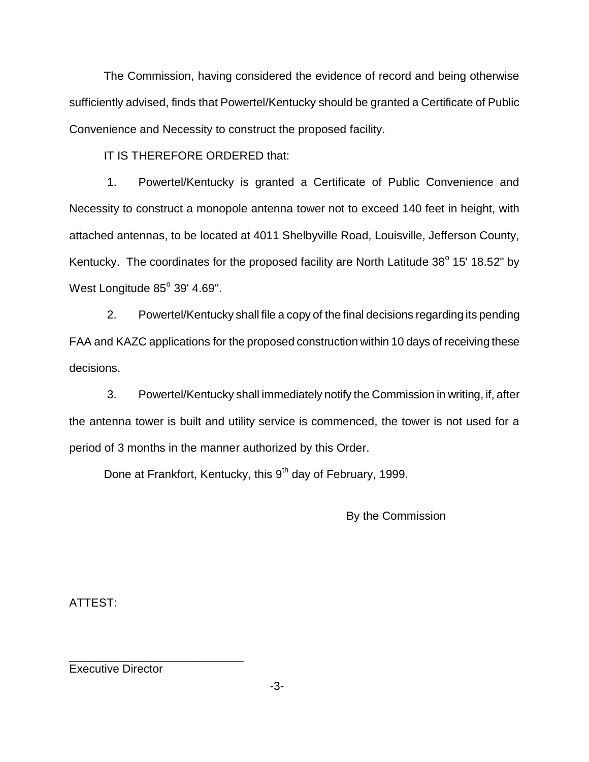The Commission, having considered the evidence of record and being otherwise sufficiently advised, finds that Powertel/Kentucky should be granted a Certificate of Public Convenience and Necessity to construct the proposed facility.

IT IS THEREFORE ORDERED that:

1. Powertel/Kentucky is granted a Certificate of Public Convenience and Necessity to construct a monopole antenna tower not to exceed 140 feet in height, with attached antennas, to be located at 4011 Shelbyville Road, Louisville, Jefferson County, Kentucky. The coordinates for the proposed facility are North Latitude $38^o$ 15' 18.52" by West Longitude $85^o$ 39' 4.69".

2. Powertel/Kentucky shall file a copy of the final decisions regarding its pending FAA and KAZC applications for the proposed construction within 10 days of receiving these decisions.

3. Powertel/Kentucky shall immediately notify the Commission in writing, if, after the antenna tower is built and utility service is commenced, the tower is not used for a period of 3 months in the manner authorized by this Order.

Done at Frankfort, Kentucky, this 9th day of February, 1999.

By the Commission

ATTEST:

___________________________
Executive Director